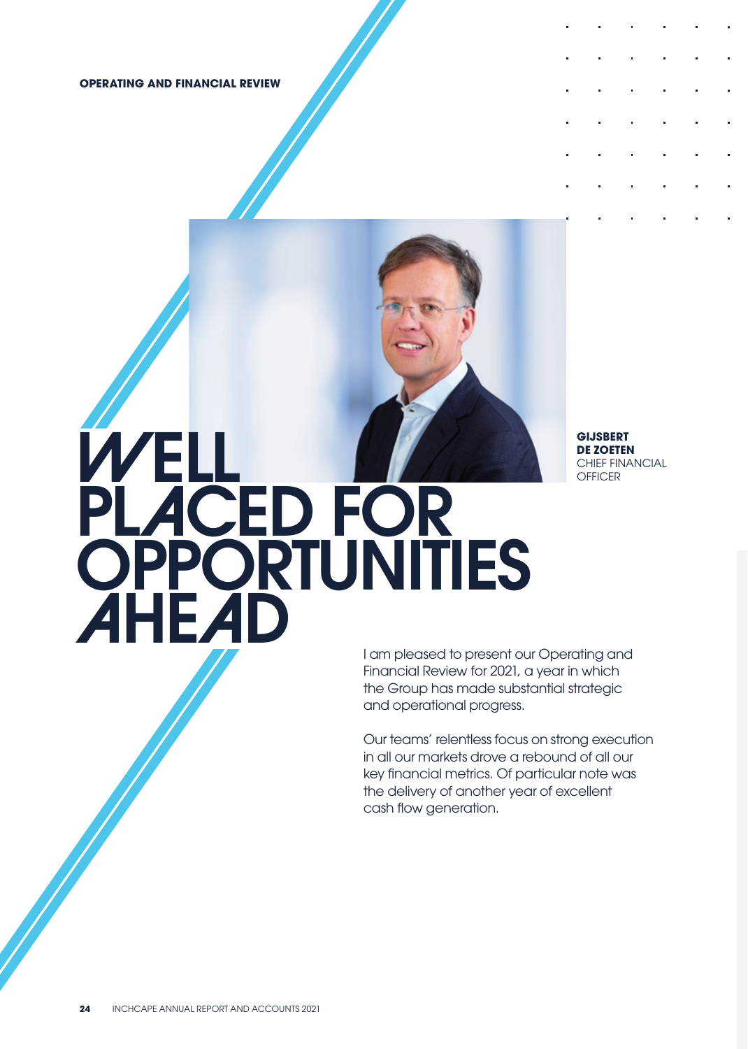OPERATING AND FINANCIAL REVIEW

# WELL PLACED FOR OPPORTUNITIES AHEAD

**GIJSBERT DE ZOETEN**
CHIEF FINANCIAL OFFICER

I am pleased to present our Operating and Financial Review for 2021, a year in which the Group has made substantial strategic and operational progress.

Our teams' relentless focus on strong execution in all our markets drove a rebound of all our key financial metrics. Of particular note was the delivery of another year of excellent cash flow generation.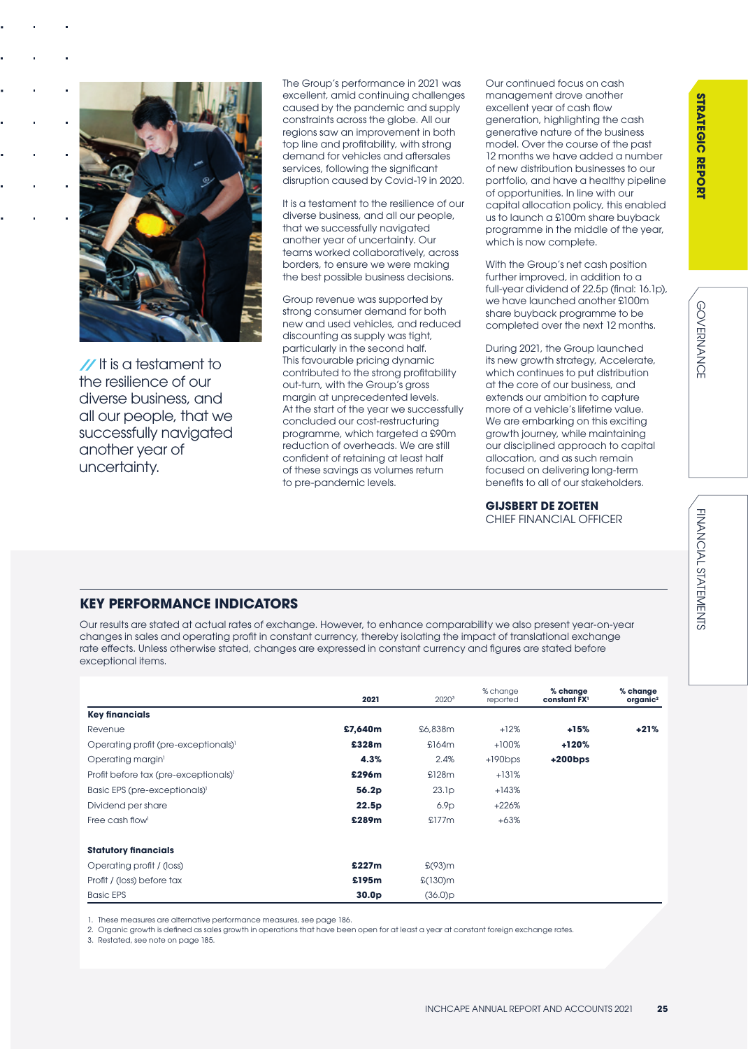// It is a testament to the resilience of our diverse business, and all our people, that we successfully navigated another year of uncertainty.

The Group's performance in 2021 was excellent, amid continuing challenges caused by the pandemic and supply constraints across the globe. All our regions saw an improvement in both top line and profitability, with strong demand for vehicles and aftersales services, following the significant disruption caused by Covid-19 in 2020.

It is a testament to the resilience of our diverse business, and all our people, that we successfully navigated another year of uncertainty. Our teams worked collaboratively, across borders, to ensure we were making the best possible business decisions.

Group revenue was supported by strong consumer demand for both new and used vehicles, and reduced discounting as supply was tight, particularly in the second half. This favourable pricing dynamic contributed to the strong profitability out-turn, with the Group's gross margin at unprecedented levels. At the start of the year we successfully concluded our cost-restructuring programme, which targeted a £90m reduction of overheads. We are still confident of retaining at least half of these savings as volumes return to pre-pandemic levels.

Our continued focus on cash management drove another excellent year of cash flow generation, highlighting the cash generative nature of the business model. Over the course of the past 12 months we have added a number of new distribution businesses to our portfolio, and have a healthy pipeline of opportunities. In line with our capital allocation policy, this enabled us to launch a £100m share buyback programme in the middle of the year, which is now complete.

With the Group's net cash position further improved, in addition to a full-year dividend of 22.5p (final: 16.1p), we have launched another £100m share buyback programme to be completed over the next 12 months.

During 2021, the Group launched its new growth strategy, Accelerate, which continues to put distribution at the core of our business, and extends our ambition to capture more of a vehicle's lifetime value. We are embarking on this exciting growth journey, while maintaining our disciplined approach to capital allocation, and as such remain focused on delivering long-term benefits to all of our stakeholders.

**GIJSBERT DE ZOETEN**
CHIEF FINANCIAL OFFICER

## KEY PERFORMANCE INDICATORS

Our results are stated at actual rates of exchange. However, to enhance comparability we also present year-on-year changes in sales and operating profit in constant currency, thereby isolating the impact of translational exchange rate effects. Unless otherwise stated, changes are expressed in constant currency and figures are stated before exceptional items.

| | 2021 | 2020[3] | % change reported | % change constant FX[1] | % change organic[2] |
|---|---|---|---|---|---|
| **Key financials** | | | | | |
| Revenue | **£7,640m** | £6,838m | +12% | **+15%** | **+21%** |
| Operating profit (pre-exceptionals)[1] | **£328m** | £164m | +100% | **+120%** | |
| Operating margin[1] | **4.3%** | 2.4% | +190bps | **+200bps** | |
| Profit before tax (pre-exceptionals)[1] | **£296m** | £128m | +131% | | |
| Basic EPS (pre-exceptionals)[1] | **56.2p** | 23.1p | +143% | | |
| Dividend per share | **22.5p** | 6.9p | +226% | | |
| Free cash flow[1] | **£289m** | £177m | +63% | | |
| **Statutory financials** | | | | | |
| Operating profit / (loss) | **£227m** | £(93)m | | | |
| Profit / (loss) before tax | **£195m** | £(130)m | | | |
| Basic EPS | **30.0p** | (36.0)p | | | |

1. These measures are alternative performance measures, see page 186.
2. Organic growth is defined as sales growth in operations that have been open for at least a year at constant foreign exchange rates.
3. Restated, see note on page 185.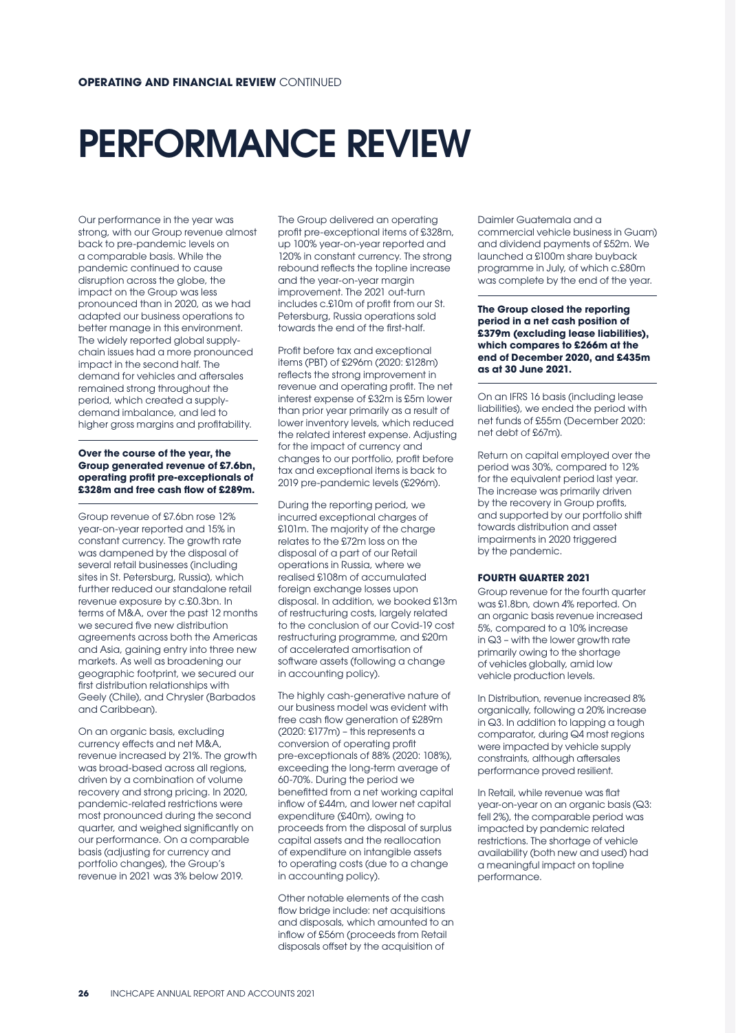**OPERATING AND FINANCIAL REVIEW** CONTINUED

# PERFORMANCE REVIEW

Our performance in the year was strong, with our Group revenue almost back to pre-pandemic levels on a comparable basis. While the pandemic continued to cause disruption across the globe, the impact on the Group was less pronounced than in 2020, as we had adapted our business operations to better manage in this environment. The widely reported global supply-chain issues had a more pronounced impact in the second half. The demand for vehicles and aftersales remained strong throughout the period, which created a supply-demand imbalance, and led to higher gross margins and profitability.

**Over the course of the year, the Group generated revenue of £7.6bn, operating profit pre-exceptionals of £328m and free cash flow of £289m.**

Group revenue of £7.6bn rose 12% year-on-year reported and 15% in constant currency. The growth rate was dampened by the disposal of several retail businesses (including sites in St. Petersburg, Russia), which further reduced our standalone retail revenue exposure by c.£0.3bn. In terms of M&A, over the past 12 months we secured five new distribution agreements across both the Americas and Asia, gaining entry into three new markets. As well as broadening our geographic footprint, we secured our first distribution relationships with Geely (Chile), and Chrysler (Barbados and Caribbean).

On an organic basis, excluding currency effects and net M&A, revenue increased by 21%. The growth was broad-based across all regions, driven by a combination of volume recovery and strong pricing. In 2020, pandemic-related restrictions were most pronounced during the second quarter, and weighed significantly on our performance. On a comparable basis (adjusting for currency and portfolio changes), the Group's revenue in 2021 was 3% below 2019.

The Group delivered an operating profit pre-exceptional items of £328m, up 100% year-on-year reported and 120% in constant currency. The strong rebound reflects the topline increase and the year-on-year margin improvement. The 2021 out-turn includes c.£10m of profit from our St. Petersburg, Russia operations sold towards the end of the first-half.

Profit before tax and exceptional items (PBT) of £296m (2020: £128m) reflects the strong improvement in revenue and operating profit. The net interest expense of £32m is £5m lower than prior year primarily as a result of lower inventory levels, which reduced the related interest expense. Adjusting for the impact of currency and changes to our portfolio, profit before tax and exceptional items is back to 2019 pre-pandemic levels (£296m).

During the reporting period, we incurred exceptional charges of £101m. The majority of the charge relates to the £72m loss on the disposal of a part of our Retail operations in Russia, where we realised £108m of accumulated foreign exchange losses upon disposal. In addition, we booked £13m of restructuring costs, largely related to the conclusion of our Covid-19 cost restructuring programme, and £20m of accelerated amortisation of software assets (following a change in accounting policy).

The highly cash-generative nature of our business model was evident with free cash flow generation of £289m (2020: £177m) – this represents a conversion of operating profit pre-exceptionals of 88% (2020: 108%), exceeding the long-term average of 60-70%. During the period we benefitted from a net working capital inflow of £44m, and lower net capital expenditure (£40m), owing to proceeds from the disposal of surplus capital assets and the reallocation of expenditure on intangible assets to operating costs (due to a change in accounting policy).

Other notable elements of the cash flow bridge include: net acquisitions and disposals, which amounted to an inflow of £56m (proceeds from Retail disposals offset by the acquisition of Daimler Guatemala and a commercial vehicle business in Guam) and dividend payments of £52m. We launched a £100m share buyback programme in July, of which c.£80m was complete by the end of the year.

**The Group closed the reporting period in a net cash position of £379m (excluding lease liabilities), which compares to £266m at the end of December 2020, and £435m as at 30 June 2021.**

On an IFRS 16 basis (including lease liabilities), we ended the period with net funds of £55m (December 2020: net debt of £67m).

Return on capital employed over the period was 30%, compared to 12% for the equivalent period last year. The increase was primarily driven by the recovery in Group profits, and supported by our portfolio shift towards distribution and asset impairments in 2020 triggered by the pandemic.

### FOURTH QUARTER 2021

Group revenue for the fourth quarter was £1.8bn, down 4% reported. On an organic basis revenue increased 5%, compared to a 10% increase in Q3 – with the lower growth rate primarily owing to the shortage of vehicles globally, amid low vehicle production levels.

In Distribution, revenue increased 8% organically, following a 20% increase in Q3. In addition to lapping a tough comparator, during Q4 most regions were impacted by vehicle supply constraints, although aftersales performance proved resilient.

In Retail, while revenue was flat year-on-year on an organic basis (Q3: fell 2%), the comparable period was impacted by pandemic related restrictions. The shortage of vehicle availability (both new and used) had a meaningful impact on topline performance.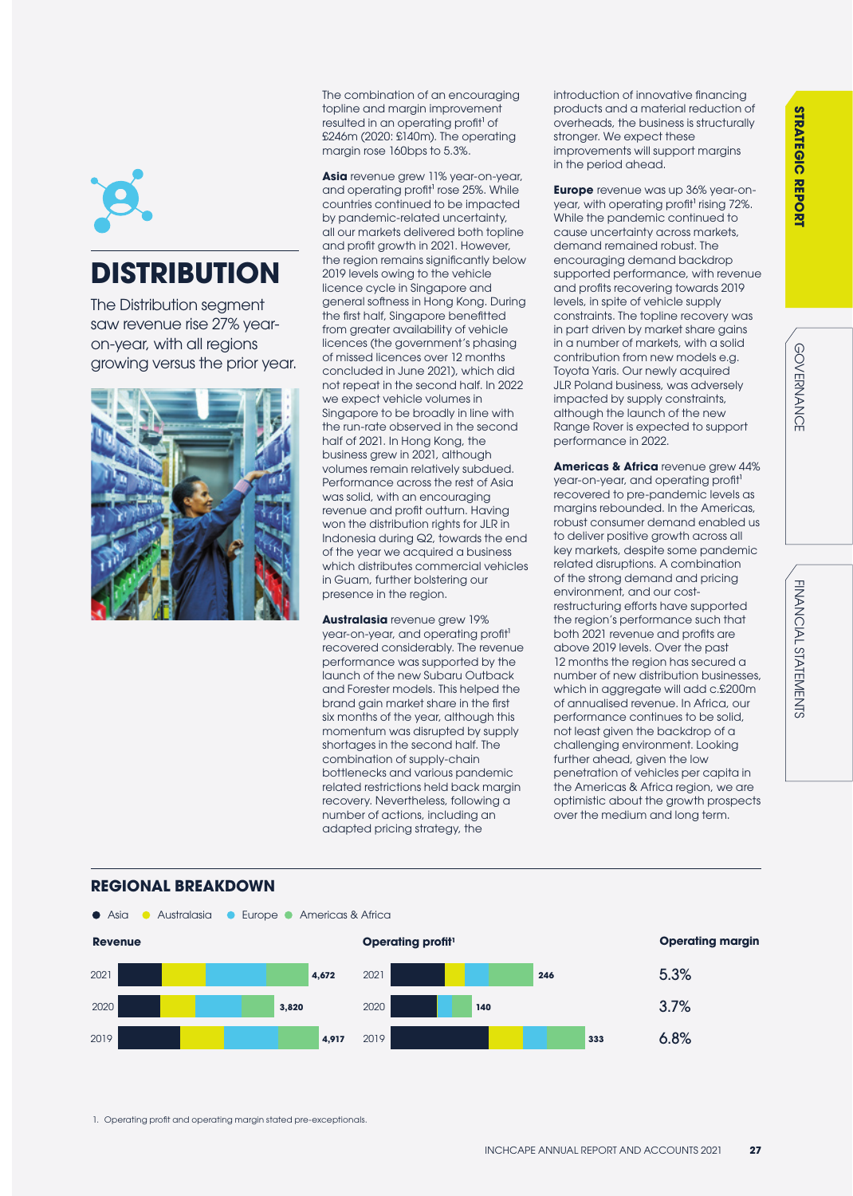# DISTRIBUTION

The Distribution segment saw revenue rise 27% year-on-year, with all regions growing versus the prior year.

The combination of an encouraging topline and margin improvement resulted in an operating profit[1] of £246m (2020: £140m). The operating margin rose 160bps to 5.3%.

**Asia** revenue grew 11% year-on-year, and operating profit[1] rose 25%. While countries continued to be impacted by pandemic-related uncertainty, all our markets delivered both topline and profit growth in 2021. However, the region remains significantly below 2019 levels owing to the vehicle licence cycle in Singapore and general softness in Hong Kong. During the first half, Singapore benefitted from greater availability of vehicle licences (the government's phasing of missed licences over 12 months concluded in June 2021), which did not repeat in the second half. In 2022 we expect vehicle volumes in Singapore to be broadly in line with the run-rate observed in the second half of 2021. In Hong Kong, the business grew in 2021, although volumes remain relatively subdued. Performance across the rest of Asia was solid, with an encouraging revenue and profit outturn. Having won the distribution rights for JLR in Indonesia during Q2, towards the end of the year we acquired a business which distributes commercial vehicles in Guam, further bolstering our presence in the region.

**Australasia** revenue grew 19% year-on-year, and operating profit[1] recovered considerably. The revenue performance was supported by the launch of the new Subaru Outback and Forester models. This helped the brand gain market share in the first six months of the year, although this momentum was disrupted by supply shortages in the second half. The combination of supply-chain bottlenecks and various pandemic related restrictions held back margin recovery. Nevertheless, following a number of actions, including an adapted pricing strategy, the introduction of innovative financing products and a material reduction of overheads, the business is structurally stronger. We expect these improvements will support margins in the period ahead.

**Europe** revenue was up 36% year-on-year, with operating profit[1] rising 72%. While the pandemic continued to cause uncertainty across markets, demand remained robust. The encouraging demand backdrop supported performance, with revenue and profits recovering towards 2019 levels, in spite of vehicle supply constraints. The topline recovery was in part driven by market share gains in a number of markets, with a solid contribution from new models e.g. Toyota Yaris. Our newly acquired JLR Poland business, was adversely impacted by supply constraints, although the launch of the new Range Rover is expected to support performance in 2022.

**Americas & Africa** revenue grew 44% year-on-year, and operating profit[1] recovered to pre-pandemic levels as margins rebounded. In the Americas, robust consumer demand enabled us to deliver positive growth across all key markets, despite some pandemic related disruptions. A combination of the strong demand and pricing environment, and our cost-restructuring efforts have supported the region's performance such that both 2021 revenue and profits are above 2019 levels. Over the past 12 months the region has secured a number of new distribution businesses, which in aggregate will add c.£200m of annualised revenue. In Africa, our performance continues to be solid, not least given the backdrop of a challenging environment. Looking further ahead, given the low penetration of vehicles per capita in the Americas & Africa region, we are optimistic about the growth prospects over the medium and long term.

## REGIONAL BREAKDOWN

● Asia ● Australasia ● Europe ● Americas & Africa

| Year | Revenue | Operating profit[1] | Operating margin |
|---|---|---|---|
| 2021 | 4,672 | 246 | 5.3% |
| 2020 | 3,820 | 140 | 3.7% |
| 2019 | 4,917 | 333 | 6.8% |

1. Operating profit and operating margin stated pre-exceptionals.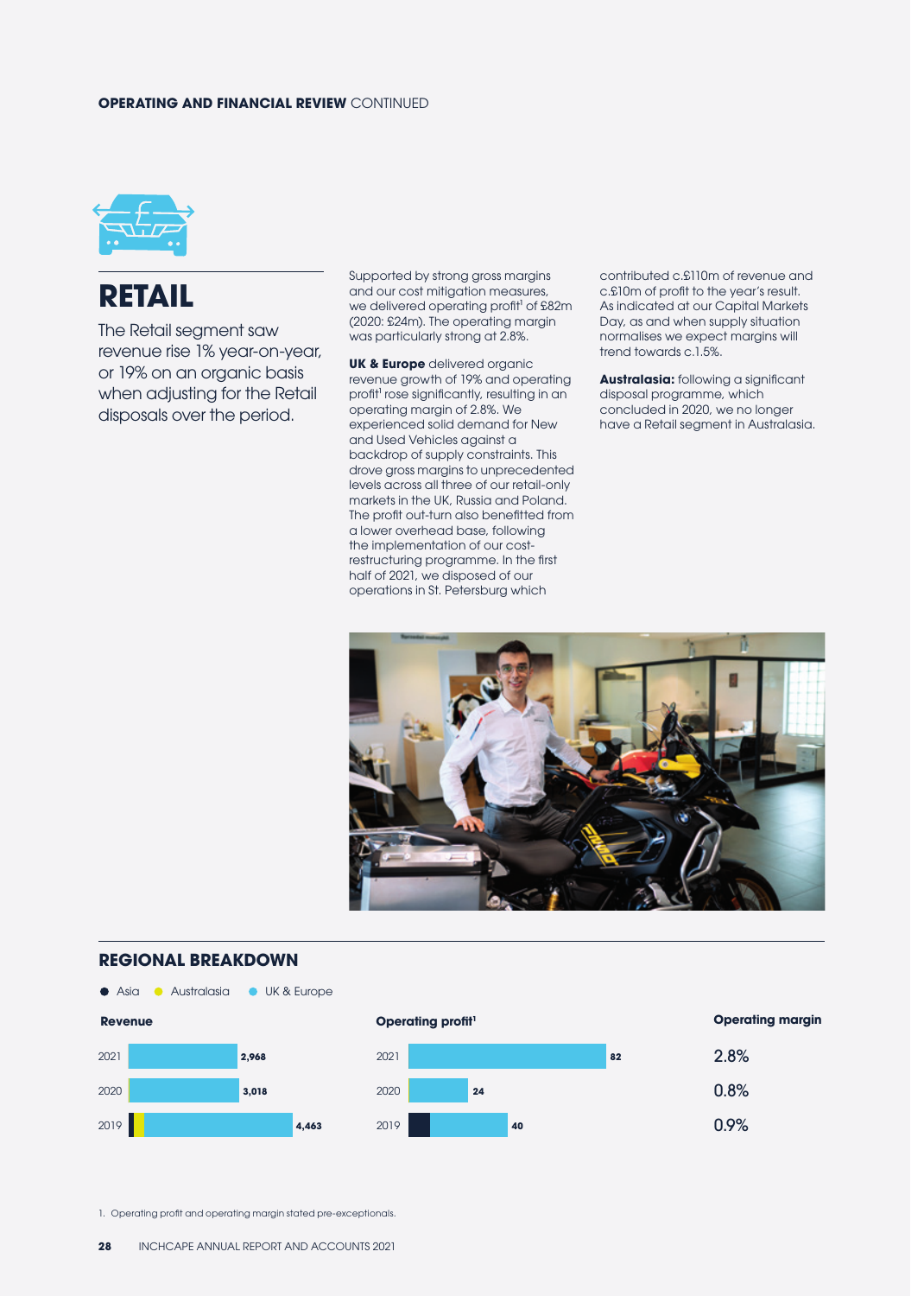# RETAIL

The Retail segment saw revenue rise 1% year-on-year, or 19% on an organic basis when adjusting for the Retail disposals over the period.

Supported by strong gross margins and our cost mitigation measures, we delivered operating profit[1] of £82m (2020: £24m). The operating margin was particularly strong at 2.8%.

**UK & Europe** delivered organic revenue growth of 19% and operating profit[1] rose significantly, resulting in an operating margin of 2.8%. We experienced solid demand for New and Used Vehicles against a backdrop of supply constraints. This drove gross margins to unprecedented levels across all three of our retail-only markets in the UK, Russia and Poland. The profit out-turn also benefitted from a lower overhead base, following the implementation of our cost-restructuring programme. In the first half of 2021, we disposed of our operations in St. Petersburg which contributed c.£110m of revenue and c.£10m of profit to the year's result. As indicated at our Capital Markets Day, as and when supply situation normalises we expect margins will trend towards c.1.5%.

**Australasia:** following a significant disposal programme, which concluded in 2020, we no longer have a Retail segment in Australasia.

## REGIONAL BREAKDOWN

● Asia ● Australasia ● UK & Europe

| | Revenue | Operating profit[1] | Operating margin |
|---|---|---|---|
| 2021 | 2,968 | 82 | 2.8% |
| 2020 | 3,018 | 24 | 0.8% |
| 2019 | 4,463 | 40 | 0.9% |

1. Operating profit and operating margin stated pre-exceptionals.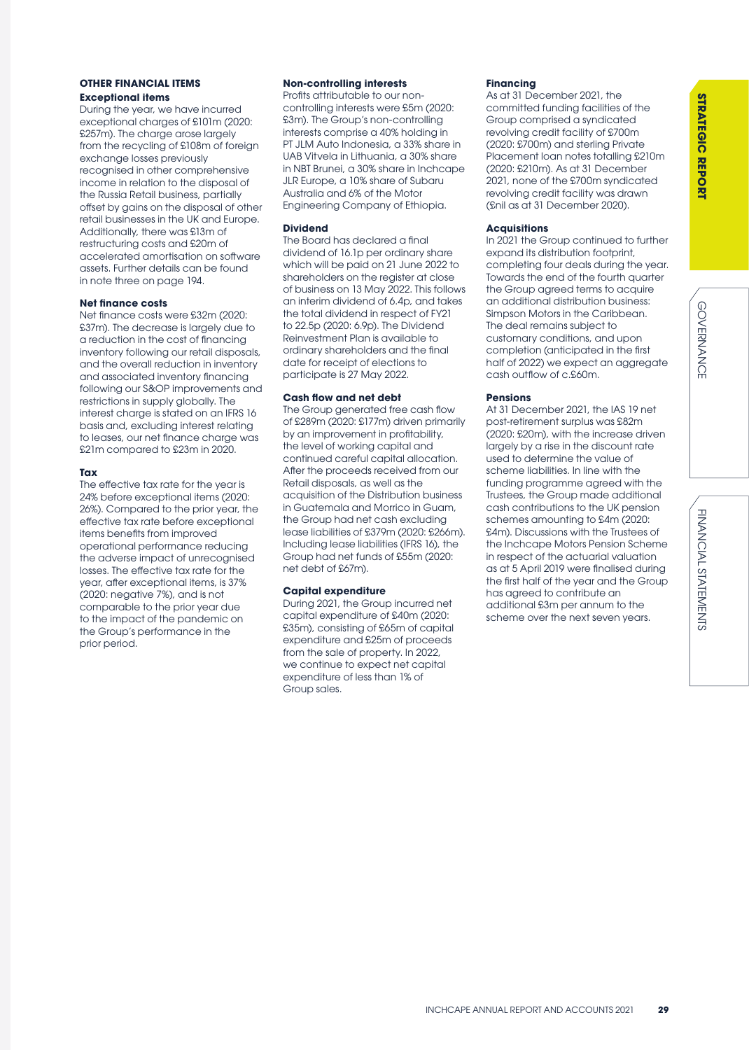## OTHER FINANCIAL ITEMS

### Exceptional items

During the year, we have incurred exceptional charges of £101m (2020: £257m). The charge arose largely from the recycling of £108m of foreign exchange losses previously recognised in other comprehensive income in relation to the disposal of the Russia Retail business, partially offset by gains on the disposal of other retail businesses in the UK and Europe. Additionally, there was £13m of restructuring costs and £20m of accelerated amortisation on software assets. Further details can be found in note three on page 194.

### Net finance costs

Net finance costs were £32m (2020: £37m). The decrease is largely due to a reduction in the cost of financing inventory following our retail disposals, and the overall reduction in inventory and associated inventory financing following our S&OP improvements and restrictions in supply globally. The interest charge is stated on an IFRS 16 basis and, excluding interest relating to leases, our net finance charge was £21m compared to £23m in 2020.

### Tax

The effective tax rate for the year is 24% before exceptional items (2020: 26%). Compared to the prior year, the effective tax rate before exceptional items benefits from improved operational performance reducing the adverse impact of unrecognised losses. The effective tax rate for the year, after exceptional items, is 37% (2020: negative 7%), and is not comparable to the prior year due to the impact of the pandemic on the Group's performance in the prior period.

### Non-controlling interests

Profits attributable to our non-controlling interests were £5m (2020: £3m). The Group's non-controlling interests comprise a 40% holding in PT JLM Auto Indonesia, a 33% share in UAB Vitvela in Lithuania, a 30% share in NBT Brunei, a 30% share in Inchcape JLR Europe, a 10% share of Subaru Australia and 6% of the Motor Engineering Company of Ethiopia.

### Dividend

The Board has declared a final dividend of 16.1p per ordinary share which will be paid on 21 June 2022 to shareholders on the register at close of business on 13 May 2022. This follows an interim dividend of 6.4p, and takes the total dividend in respect of FY21 to 22.5p (2020: 6.9p). The Dividend Reinvestment Plan is available to ordinary shareholders and the final date for receipt of elections to participate is 27 May 2022.

### Cash flow and net debt

The Group generated free cash flow of £289m (2020: £177m) driven primarily by an improvement in profitability, the level of working capital and continued careful capital allocation. After the proceeds received from our Retail disposals, as well as the acquisition of the Distribution business in Guatemala and Morrico in Guam, the Group had net cash excluding lease liabilities of £379m (2020: £266m). Including lease liabilities (IFRS 16), the Group had net funds of £55m (2020: net debt of £67m).

### Capital expenditure

During 2021, the Group incurred net capital expenditure of £40m (2020: £35m), consisting of £65m of capital expenditure and £25m of proceeds from the sale of property. In 2022, we continue to expect net capital expenditure of less than 1% of Group sales.

### Financing

As at 31 December 2021, the committed funding facilities of the Group comprised a syndicated revolving credit facility of £700m (2020: £700m) and sterling Private Placement loan notes totalling £210m (2020: £210m). As at 31 December 2021, none of the £700m syndicated revolving credit facility was drawn (£nil as at 31 December 2020).

### Acquisitions

In 2021 the Group continued to further expand its distribution footprint, completing four deals during the year. Towards the end of the fourth quarter the Group agreed terms to acquire an additional distribution business: Simpson Motors in the Caribbean. The deal remains subject to customary conditions, and upon completion (anticipated in the first half of 2022) we expect an aggregate cash outflow of c.£60m.

### Pensions

At 31 December 2021, the IAS 19 net post-retirement surplus was £82m (2020: £20m), with the increase driven largely by a rise in the discount rate used to determine the value of scheme liabilities. In line with the funding programme agreed with the Trustees, the Group made additional cash contributions to the UK pension schemes amounting to £4m (2020: £4m). Discussions with the Trustees of the Inchcape Motors Pension Scheme in respect of the actuarial valuation as at 5 April 2019 were finalised during the first half of the year and the Group has agreed to contribute an additional £3m per annum to the scheme over the next seven years.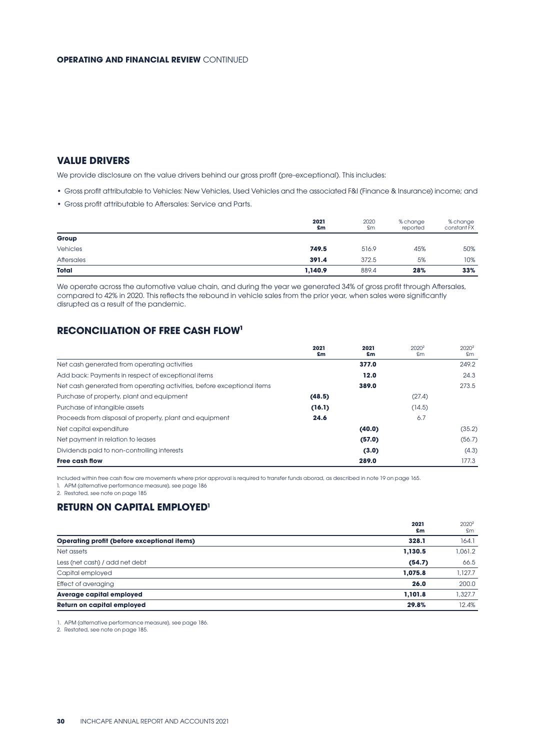## VALUE DRIVERS

We provide disclosure on the value drivers behind our gross profit (pre-exceptional). This includes:

- Gross profit attributable to Vehicles: New Vehicles, Used Vehicles and the associated F&I (Finance & Insurance) income; and
- Gross profit attributable to Aftersales: Service and Parts.

| | 2021 £m | 2020 £m | % change reported | % change constant FX |
|---|---|---|---|---|
| **Group** | | | | |
| Vehicles | **749.5** | 516.9 | 45% | 50% |
| Aftersales | **391.4** | 372.5 | 5% | 10% |
| **Total** | **1,140.9** | 889.4 | **28%** | **33%** |

We operate across the automotive value chain, and during the year we generated 34% of gross profit through Aftersales, compared to 42% in 2020. This reflects the rebound in vehicle sales from the prior year, when sales were significantly disrupted as a result of the pandemic.

## RECONCILIATION OF FREE CASH FLOW[1]

| | 2021 £m | 2021 £m | 2020[2] £m | 2020[2] £m |
|---|---|---|---|---|
| Net cash generated from operating activities | | **377.0** | | 249.2 |
| Add back: Payments in respect of exceptional items | | **12.0** | | 24.3 |
| Net cash generated from operating activities, before exceptional items | | **389.0** | | 273.5 |
| Purchase of property, plant and equipment | **(48.5)** | | (27.4) | |
| Purchase of intangible assets | **(16.1)** | | (14.5) | |
| Proceeds from disposal of property, plant and equipment | **24.6** | | 6.7 | |
| Net capital expenditure | | **(40.0)** | | (35.2) |
| Net payment in relation to leases | | **(57.0)** | | (56.7) |
| Dividends paid to non-controlling interests | | **(3.0)** | | (4.3) |
| **Free cash flow** | | **289.0** | | 177.3 |

Included within free cash flow are movements where prior approval is required to transfer funds aborad, as described in note 19 on page 165.

1. APM (alternative performance measure), see page 186
2. Restated, see note on page 185

## RETURN ON CAPITAL EMPLOYED[1]

| | 2021 £m | 2020[2] £m |
|---|---|---|
| **Operating profit (before exceptional items)** | **328.1** | 164.1 |
| Net assets | **1,130.5** | 1,061.2 |
| Less (net cash) / add net debt | **(54.7)** | 66.5 |
| Capital employed | **1,075.8** | 1,127.7 |
| Effect of averaging | **26.0** | 200.0 |
| **Average capital employed** | **1,101.8** | 1,327.7 |
| **Return on capital employed** | **29.8%** | 12.4% |

1. APM (alternative performance measure), see page 186.
2. Restated, see note on page 185.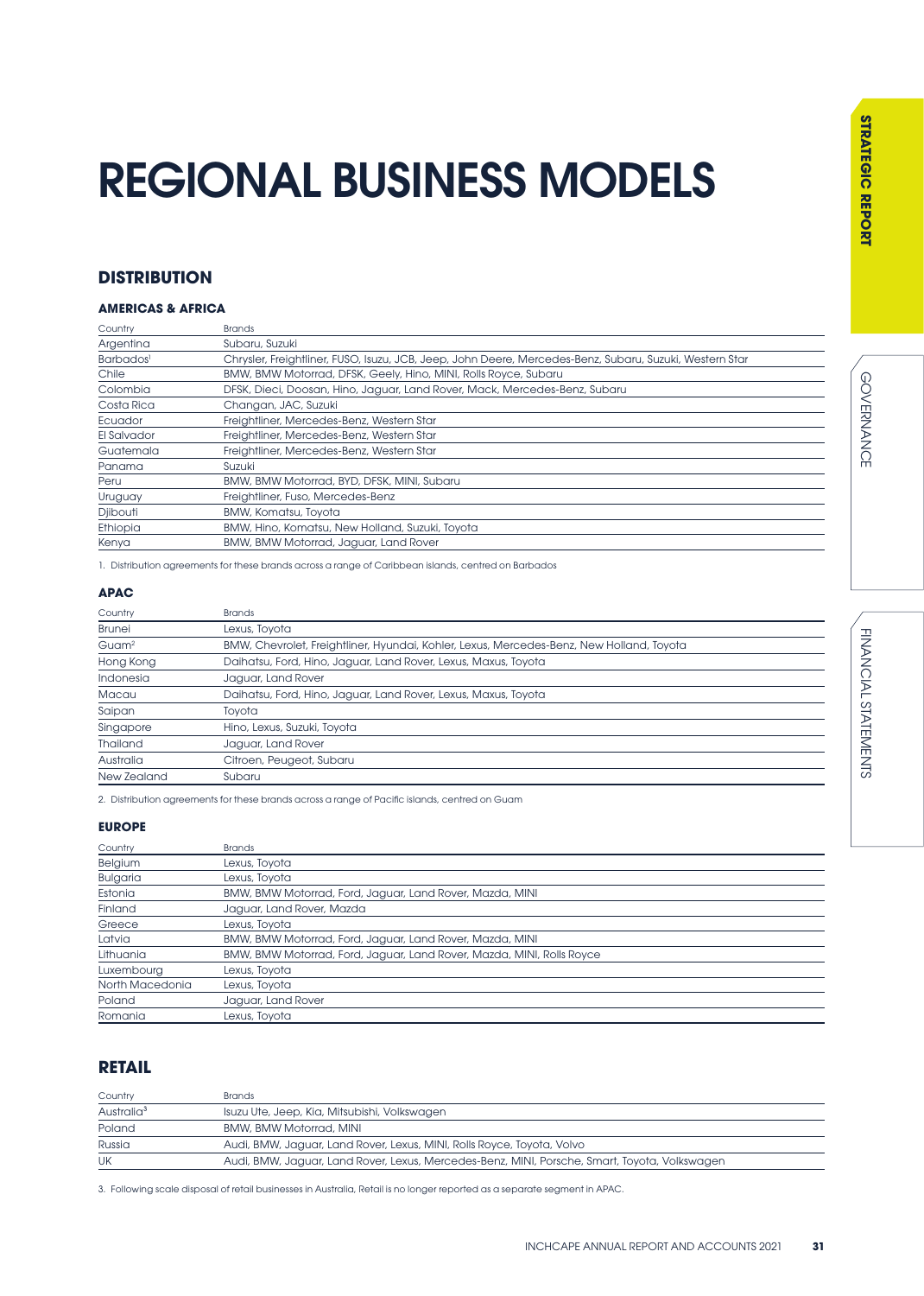# REGIONAL BUSINESS MODELS

## DISTRIBUTION

### AMERICAS & AFRICA

| Country | Brands |
| --- | --- |
| Argentina | Subaru, Suzuki |
| Barbados[1] | Chrysler, Freightliner, FUSO, Isuzu, JCB, Jeep, John Deere, Mercedes-Benz, Subaru, Suzuki, Western Star |
| Chile | BMW, BMW Motorrad, DFSK, Geely, Hino, MINI, Rolls Royce, Subaru |
| Colombia | DFSK, Dieci, Doosan, Hino, Jaguar, Land Rover, Mack, Mercedes-Benz, Subaru |
| Costa Rica | Changan, JAC, Suzuki |
| Ecuador | Freightliner, Mercedes-Benz, Western Star |
| El Salvador | Freightliner, Mercedes-Benz, Western Star |
| Guatemala | Freightliner, Mercedes-Benz, Western Star |
| Panama | Suzuki |
| Peru | BMW, BMW Motorrad, BYD, DFSK, MINI, Subaru |
| Uruguay | Freightliner, Fuso, Mercedes-Benz |
| Djibouti | BMW, Komatsu, Toyota |
| Ethiopia | BMW, Hino, Komatsu, New Holland, Suzuki, Toyota |
| Kenya | BMW, BMW Motorrad, Jaguar, Land Rover |

1. Distribution agreements for these brands across a range of Caribbean islands, centred on Barbados

### APAC

| Country | Brands |
| --- | --- |
| Brunei | Lexus, Toyota |
| Guam[2] | BMW, Chevrolet, Freightliner, Hyundai, Kohler, Lexus, Mercedes-Benz, New Holland, Toyota |
| Hong Kong | Daihatsu, Ford, Hino, Jaguar, Land Rover, Lexus, Maxus, Toyota |
| Indonesia | Jaguar, Land Rover |
| Macau | Daihatsu, Ford, Hino, Jaguar, Land Rover, Lexus, Maxus, Toyota |
| Saipan | Toyota |
| Singapore | Hino, Lexus, Suzuki, Toyota |
| Thailand | Jaguar, Land Rover |
| Australia | Citroen, Peugeot, Subaru |
| New Zealand | Subaru |

2. Distribution agreements for these brands across a range of Pacific islands, centred on Guam

### EUROPE

| Country | Brands |
| --- | --- |
| Belgium | Lexus, Toyota |
| Bulgaria | Lexus, Toyota |
| Estonia | BMW, BMW Motorrad, Ford, Jaguar, Land Rover, Mazda, MINI |
| Finland | Jaguar, Land Rover, Mazda |
| Greece | Lexus, Toyota |
| Latvia | BMW, BMW Motorrad, Ford, Jaguar, Land Rover, Mazda, MINI |
| Lithuania | BMW, BMW Motorrad, Ford, Jaguar, Land Rover, Mazda, MINI, Rolls Royce |
| Luxembourg | Lexus, Toyota |
| North Macedonia | Lexus, Toyota |
| Poland | Jaguar, Land Rover |
| Romania | Lexus, Toyota |

## RETAIL

| Country | Brands |
| --- | --- |
| Australia[3] | Isuzu Ute, Jeep, Kia, Mitsubishi, Volkswagen |
| Poland | BMW, BMW Motorrad, MINI |
| Russia | Audi, BMW, Jaguar, Land Rover, Lexus, MINI, Rolls Royce, Toyota, Volvo |
| UK | Audi, BMW, Jaguar, Land Rover, Lexus, Mercedes-Benz, MINI, Porsche, Smart, Toyota, Volkswagen |

3. Following scale disposal of retail businesses in Australia, Retail is no longer reported as a separate segment in APAC.